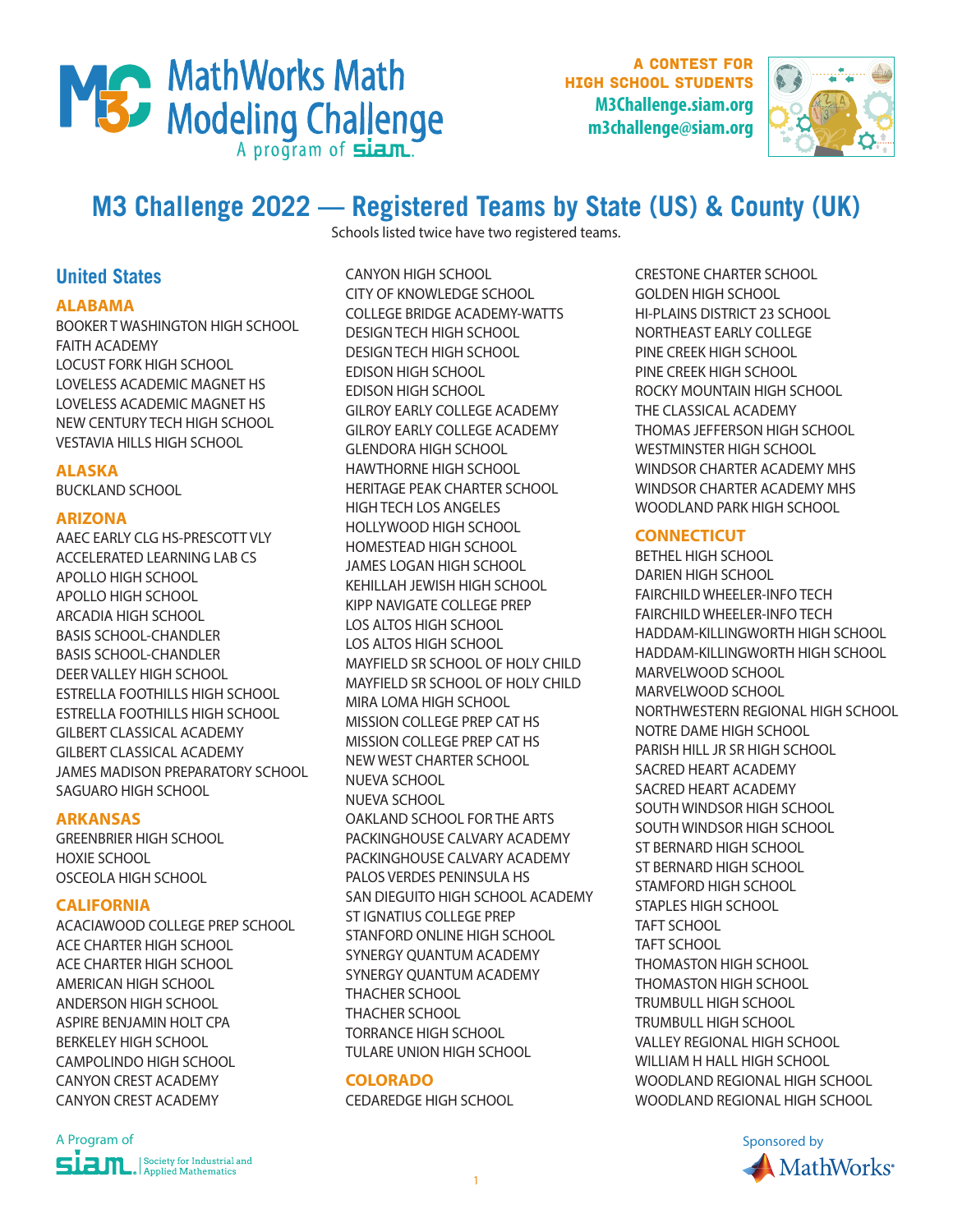# MathWorks Math Modeling Challenge

A program of SIAM

A CONTEST FOR HIGH SCHOOL STUDENTS
M3Challenge.siam.org
m3challenge@siam.org

## M3 Challenge 2022 — Registered Teams by State (US) & County (UK)

Schools listed twice have two registered teams.

## United States

### ALABAMA

BOOKER T WASHINGTON HIGH SCHOOL
FAITH ACADEMY
LOCUST FORK HIGH SCHOOL
LOVELESS ACADEMIC MAGNET HS
LOVELESS ACADEMIC MAGNET HS
NEW CENTURY TECH HIGH SCHOOL
VESTAVIA HILLS HIGH SCHOOL

### ALASKA

BUCKLAND SCHOOL

### ARIZONA

AAEC EARLY CLG HS-PRESCOTT VLY
ACCELERATED LEARNING LAB CS
APOLLO HIGH SCHOOL
APOLLO HIGH SCHOOL
ARCADIA HIGH SCHOOL
BASIS SCHOOL-CHANDLER
BASIS SCHOOL-CHANDLER
DEER VALLEY HIGH SCHOOL
ESTRELLA FOOTHILLS HIGH SCHOOL
ESTRELLA FOOTHILLS HIGH SCHOOL
GILBERT CLASSICAL ACADEMY
GILBERT CLASSICAL ACADEMY
JAMES MADISON PREPARATORY SCHOOL
SAGUARO HIGH SCHOOL

### ARKANSAS

GREENBRIER HIGH SCHOOL
HOXIE SCHOOL
OSCEOLA HIGH SCHOOL

### CALIFORNIA

ACACIAWOOD COLLEGE PREP SCHOOL
ACE CHARTER HIGH SCHOOL
ACE CHARTER HIGH SCHOOL
AMERICAN HIGH SCHOOL
ANDERSON HIGH SCHOOL
ASPIRE BENJAMIN HOLT CPA
BERKELEY HIGH SCHOOL
CAMPOLINDO HIGH SCHOOL
CANYON CREST ACADEMY
CANYON CREST ACADEMY
CANYON HIGH SCHOOL
CITY OF KNOWLEDGE SCHOOL
COLLEGE BRIDGE ACADEMY-WATTS
DESIGN TECH HIGH SCHOOL
DESIGN TECH HIGH SCHOOL
EDISON HIGH SCHOOL
EDISON HIGH SCHOOL
GILROY EARLY COLLEGE ACADEMY
GILROY EARLY COLLEGE ACADEMY
GLENDORA HIGH SCHOOL
HAWTHORNE HIGH SCHOOL
HERITAGE PEAK CHARTER SCHOOL
HIGH TECH LOS ANGELES
HOLLYWOOD HIGH SCHOOL
HOMESTEAD HIGH SCHOOL
JAMES LOGAN HIGH SCHOOL
KEHILLAH JEWISH HIGH SCHOOL
KIPP NAVIGATE COLLEGE PREP
LOS ALTOS HIGH SCHOOL
LOS ALTOS HIGH SCHOOL
MAYFIELD SR SCHOOL OF HOLY CHILD
MAYFIELD SR SCHOOL OF HOLY CHILD
MIRA LOMA HIGH SCHOOL
MISSION COLLEGE PREP CAT HS
MISSION COLLEGE PREP CAT HS
NEW WEST CHARTER SCHOOL
NUEVA SCHOOL
NUEVA SCHOOL
OAKLAND SCHOOL FOR THE ARTS
PACKINGHOUSE CALVARY ACADEMY
PACKINGHOUSE CALVARY ACADEMY
PALOS VERDES PENINSULA HS
SAN DIEGUITO HIGH SCHOOL ACADEMY
ST IGNATIUS COLLEGE PREP
STANFORD ONLINE HIGH SCHOOL
SYNERGY QUANTUM ACADEMY
SYNERGY QUANTUM ACADEMY
THACHER SCHOOL
THACHER SCHOOL
TORRANCE HIGH SCHOOL
TULARE UNION HIGH SCHOOL

### COLORADO

CEDAREDGE HIGH SCHOOL
CRESTONE CHARTER SCHOOL
GOLDEN HIGH SCHOOL
HI-PLAINS DISTRICT 23 SCHOOL
NORTHEAST EARLY COLLEGE
PINE CREEK HIGH SCHOOL
PINE CREEK HIGH SCHOOL
ROCKY MOUNTAIN HIGH SCHOOL
THE CLASSICAL ACADEMY
THOMAS JEFFERSON HIGH SCHOOL
WESTMINSTER HIGH SCHOOL
WINDSOR CHARTER ACADEMY MHS
WINDSOR CHARTER ACADEMY MHS
WOODLAND PARK HIGH SCHOOL

### CONNECTICUT

BETHEL HIGH SCHOOL
DARIEN HIGH SCHOOL
FAIRCHILD WHEELER-INFO TECH
FAIRCHILD WHEELER-INFO TECH
HADDAM-KILLINGWORTH HIGH SCHOOL
HADDAM-KILLINGWORTH HIGH SCHOOL
MARVELWOOD SCHOOL
MARVELWOOD SCHOOL
NORTHWESTERN REGIONAL HIGH SCHOOL
NOTRE DAME HIGH SCHOOL
PARISH HILL JR SR HIGH SCHOOL
SACRED HEART ACADEMY
SACRED HEART ACADEMY
SOUTH WINDSOR HIGH SCHOOL
SOUTH WINDSOR HIGH SCHOOL
ST BERNARD HIGH SCHOOL
ST BERNARD HIGH SCHOOL
STAMFORD HIGH SCHOOL
STAPLES HIGH SCHOOL
TAFT SCHOOL
TAFT SCHOOL
THOMASTON HIGH SCHOOL
THOMASTON HIGH SCHOOL
TRUMBULL HIGH SCHOOL
TRUMBULL HIGH SCHOOL
VALLEY REGIONAL HIGH SCHOOL
WILLIAM H HALL HIGH SCHOOL
WOODLAND REGIONAL HIGH SCHOOL
WOODLAND REGIONAL HIGH SCHOOL

A Program of SIAM Society for Industrial and Applied Mathematics

Sponsored by MathWorks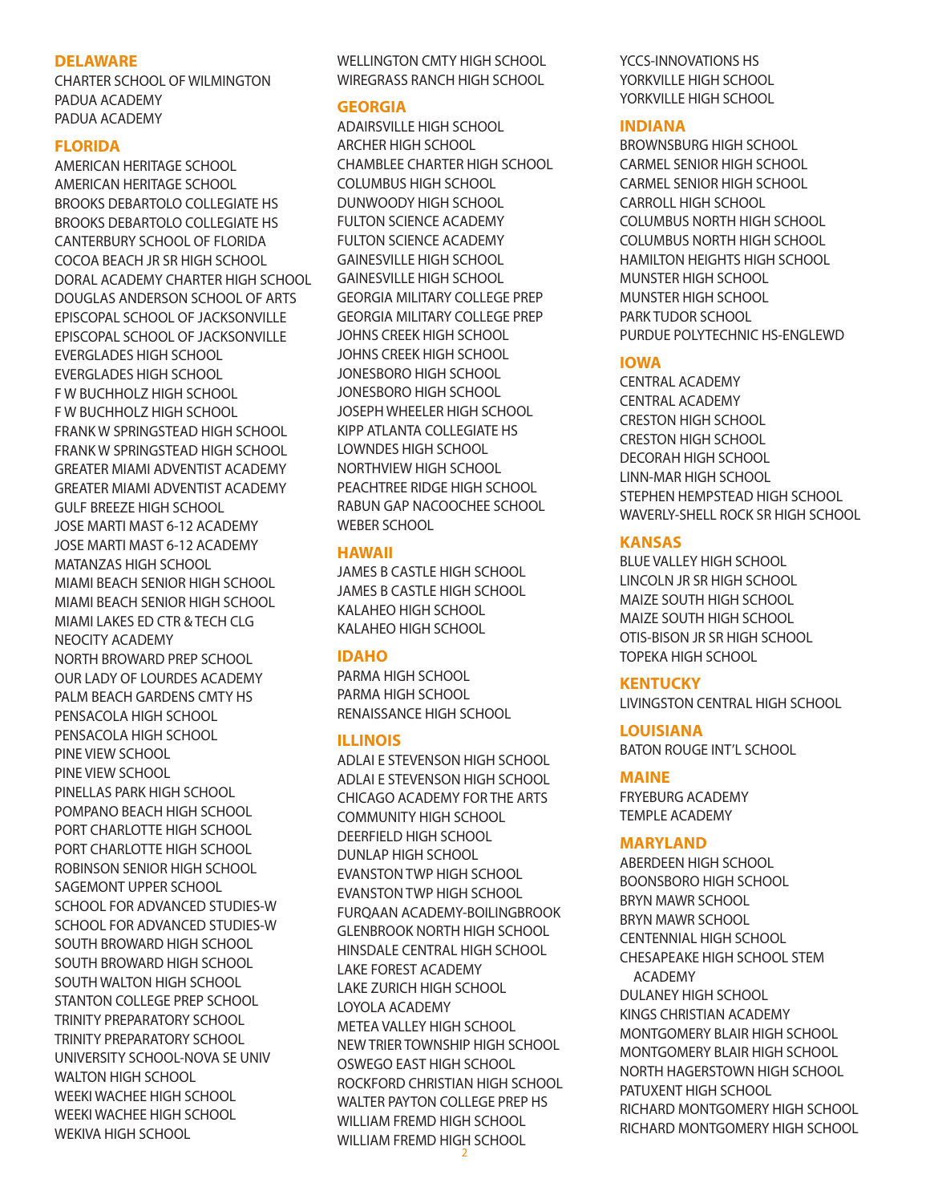## DELAWARE

CHARTER SCHOOL OF WILMINGTON
PADUA ACADEMY
PADUA ACADEMY

## FLORIDA

AMERICAN HERITAGE SCHOOL
AMERICAN HERITAGE SCHOOL
BROOKS DEBARTOLO COLLEGIATE HS
BROOKS DEBARTOLO COLLEGIATE HS
CANTERBURY SCHOOL OF FLORIDA
COCOA BEACH JR SR HIGH SCHOOL
DORAL ACADEMY CHARTER HIGH SCHOOL
DOUGLAS ANDERSON SCHOOL OF ARTS
EPISCOPAL SCHOOL OF JACKSONVILLE
EPISCOPAL SCHOOL OF JACKSONVILLE
EVERGLADES HIGH SCHOOL
EVERGLADES HIGH SCHOOL
F W BUCHHOLZ HIGH SCHOOL
F W BUCHHOLZ HIGH SCHOOL
FRANK W SPRINGSTEAD HIGH SCHOOL
FRANK W SPRINGSTEAD HIGH SCHOOL
GREATER MIAMI ADVENTIST ACADEMY
GREATER MIAMI ADVENTIST ACADEMY
GULF BREEZE HIGH SCHOOL
JOSE MARTI MAST 6-12 ACADEMY
JOSE MARTI MAST 6-12 ACADEMY
MATANZAS HIGH SCHOOL
MIAMI BEACH SENIOR HIGH SCHOOL
MIAMI BEACH SENIOR HIGH SCHOOL
MIAMI LAKES ED CTR & TECH CLG
NEOCITY ACADEMY
NORTH BROWARD PREP SCHOOL
OUR LADY OF LOURDES ACADEMY
PALM BEACH GARDENS CMTY HS
PENSACOLA HIGH SCHOOL
PENSACOLA HIGH SCHOOL
PINE VIEW SCHOOL
PINE VIEW SCHOOL
PINELLAS PARK HIGH SCHOOL
POMPANO BEACH HIGH SCHOOL
PORT CHARLOTTE HIGH SCHOOL
PORT CHARLOTTE HIGH SCHOOL
ROBINSON SENIOR HIGH SCHOOL
SAGEMONT UPPER SCHOOL
SCHOOL FOR ADVANCED STUDIES-W
SCHOOL FOR ADVANCED STUDIES-W
SOUTH BROWARD HIGH SCHOOL
SOUTH BROWARD HIGH SCHOOL
SOUTH WALTON HIGH SCHOOL
STANTON COLLEGE PREP SCHOOL
TRINITY PREPARATORY SCHOOL
TRINITY PREPARATORY SCHOOL
UNIVERSITY SCHOOL-NOVA SE UNIV
WALTON HIGH SCHOOL
WEEKI WACHEE HIGH SCHOOL
WEEKI WACHEE HIGH SCHOOL
WEKIVA HIGH SCHOOL
WELLINGTON CMTY HIGH SCHOOL
WIREGRASS RANCH HIGH SCHOOL

## GEORGIA

ADAIRSVILLE HIGH SCHOOL
ARCHER HIGH SCHOOL
CHAMBLEE CHARTER HIGH SCHOOL
COLUMBUS HIGH SCHOOL
DUNWOODY HIGH SCHOOL
FULTON SCIENCE ACADEMY
FULTON SCIENCE ACADEMY
GAINESVILLE HIGH SCHOOL
GAINESVILLE HIGH SCHOOL
GEORGIA MILITARY COLLEGE PREP
GEORGIA MILITARY COLLEGE PREP
JOHNS CREEK HIGH SCHOOL
JOHNS CREEK HIGH SCHOOL
JONESBORO HIGH SCHOOL
JONESBORO HIGH SCHOOL
JOSEPH WHEELER HIGH SCHOOL
KIPP ATLANTA COLLEGIATE HS
LOWNDES HIGH SCHOOL
NORTHVIEW HIGH SCHOOL
PEACHTREE RIDGE HIGH SCHOOL
RABUN GAP NACOOCHEE SCHOOL
WEBER SCHOOL

## HAWAII

JAMES B CASTLE HIGH SCHOOL
JAMES B CASTLE HIGH SCHOOL
KALAHEO HIGH SCHOOL
KALAHEO HIGH SCHOOL

## IDAHO

PARMA HIGH SCHOOL
PARMA HIGH SCHOOL
RENAISSANCE HIGH SCHOOL

## ILLINOIS

ADLAI E STEVENSON HIGH SCHOOL
ADLAI E STEVENSON HIGH SCHOOL
CHICAGO ACADEMY FOR THE ARTS
COMMUNITY HIGH SCHOOL
DEERFIELD HIGH SCHOOL
DUNLAP HIGH SCHOOL
EVANSTON TWP HIGH SCHOOL
EVANSTON TWP HIGH SCHOOL
FURQAAN ACADEMY-BOILINGBROOK
GLENBROOK NORTH HIGH SCHOOL
HINSDALE CENTRAL HIGH SCHOOL
LAKE FOREST ACADEMY
LAKE ZURICH HIGH SCHOOL
LOYOLA ACADEMY
METEA VALLEY HIGH SCHOOL
NEW TRIER TOWNSHIP HIGH SCHOOL
OSWEGO EAST HIGH SCHOOL
ROCKFORD CHRISTIAN HIGH SCHOOL
WALTER PAYTON COLLEGE PREP HS
WILLIAM FREMD HIGH SCHOOL
WILLIAM FREMD HIGH SCHOOL
YCCS-INNOVATIONS HS
YORKVILLE HIGH SCHOOL
YORKVILLE HIGH SCHOOL

## INDIANA

BROWNSBURG HIGH SCHOOL
CARMEL SENIOR HIGH SCHOOL
CARMEL SENIOR HIGH SCHOOL
CARROLL HIGH SCHOOL
COLUMBUS NORTH HIGH SCHOOL
COLUMBUS NORTH HIGH SCHOOL
HAMILTON HEIGHTS HIGH SCHOOL
MUNSTER HIGH SCHOOL
MUNSTER HIGH SCHOOL
PARK TUDOR SCHOOL
PURDUE POLYTECHNIC HS-ENGLEWD

## IOWA

CENTRAL ACADEMY
CENTRAL ACADEMY
CRESTON HIGH SCHOOL
CRESTON HIGH SCHOOL
DECORAH HIGH SCHOOL
LINN-MAR HIGH SCHOOL
STEPHEN HEMPSTEAD HIGH SCHOOL
WAVERLY-SHELL ROCK SR HIGH SCHOOL

## KANSAS

BLUE VALLEY HIGH SCHOOL
LINCOLN JR SR HIGH SCHOOL
MAIZE SOUTH HIGH SCHOOL
MAIZE SOUTH HIGH SCHOOL
OTIS-BISON JR SR HIGH SCHOOL
TOPEKA HIGH SCHOOL

## KENTUCKY

LIVINGSTON CENTRAL HIGH SCHOOL

## LOUISIANA

BATON ROUGE INT'L SCHOOL

## MAINE

FRYEBURG ACADEMY
TEMPLE ACADEMY

## MARYLAND

ABERDEEN HIGH SCHOOL
BOONSBORO HIGH SCHOOL
BRYN MAWR SCHOOL
BRYN MAWR SCHOOL
CENTENNIAL HIGH SCHOOL
CHESAPEAKE HIGH SCHOOL STEM ACADEMY
DULANEY HIGH SCHOOL
KINGS CHRISTIAN ACADEMY
MONTGOMERY BLAIR HIGH SCHOOL
MONTGOMERY BLAIR HIGH SCHOOL
NORTH HAGERSTOWN HIGH SCHOOL
PATUXENT HIGH SCHOOL
RICHARD MONTGOMERY HIGH SCHOOL
RICHARD MONTGOMERY HIGH SCHOOL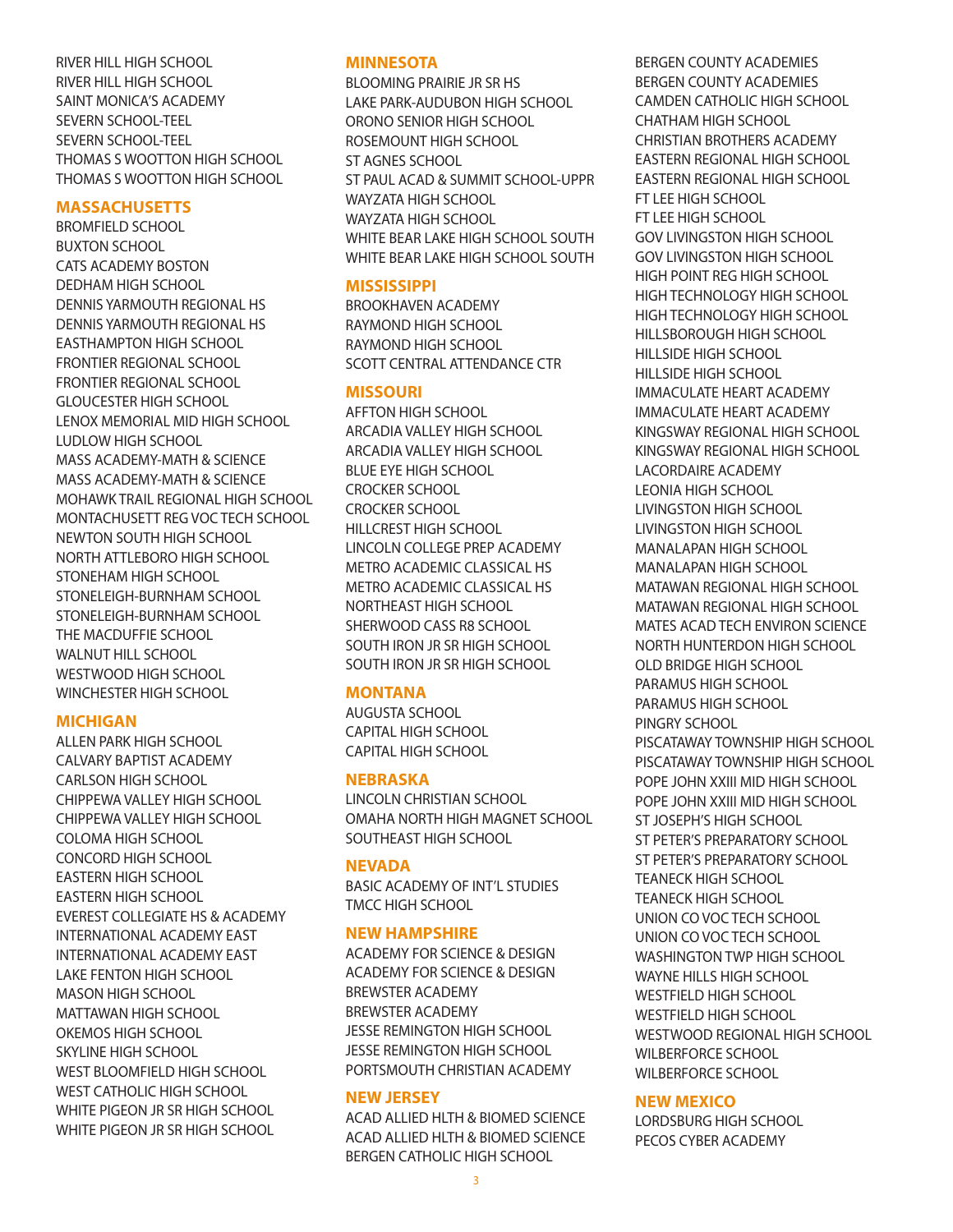RIVER HILL HIGH SCHOOL
RIVER HILL HIGH SCHOOL
SAINT MONICA'S ACADEMY
SEVERN SCHOOL-TEEL
SEVERN SCHOOL-TEEL
THOMAS S WOOTTON HIGH SCHOOL
THOMAS S WOOTTON HIGH SCHOOL

## MASSACHUSETTS

BROMFIELD SCHOOL
BUXTON SCHOOL
CATS ACADEMY BOSTON
DEDHAM HIGH SCHOOL
DENNIS YARMOUTH REGIONAL HS
DENNIS YARMOUTH REGIONAL HS
EASTHAMPTON HIGH SCHOOL
FRONTIER REGIONAL SCHOOL
FRONTIER REGIONAL SCHOOL
GLOUCESTER HIGH SCHOOL
LENOX MEMORIAL MID HIGH SCHOOL
LUDLOW HIGH SCHOOL
MASS ACADEMY-MATH & SCIENCE
MASS ACADEMY-MATH & SCIENCE
MOHAWK TRAIL REGIONAL HIGH SCHOOL
MONTACHUSETT REG VOC TECH SCHOOL
NEWTON SOUTH HIGH SCHOOL
NORTH ATTLEBORO HIGH SCHOOL
STONEHAM HIGH SCHOOL
STONELEIGH-BURNHAM SCHOOL
STONELEIGH-BURNHAM SCHOOL
THE MACDUFFIE SCHOOL
WALNUT HILL SCHOOL
WESTWOOD HIGH SCHOOL
WINCHESTER HIGH SCHOOL

## MICHIGAN

ALLEN PARK HIGH SCHOOL
CALVARY BAPTIST ACADEMY
CARLSON HIGH SCHOOL
CHIPPEWA VALLEY HIGH SCHOOL
CHIPPEWA VALLEY HIGH SCHOOL
COLOMA HIGH SCHOOL
CONCORD HIGH SCHOOL
EASTERN HIGH SCHOOL
EASTERN HIGH SCHOOL
EVEREST COLLEGIATE HS & ACADEMY
INTERNATIONAL ACADEMY EAST
INTERNATIONAL ACADEMY EAST
LAKE FENTON HIGH SCHOOL
MASON HIGH SCHOOL
MATTAWAN HIGH SCHOOL
OKEMOS HIGH SCHOOL
SKYLINE HIGH SCHOOL
WEST BLOOMFIELD HIGH SCHOOL
WEST CATHOLIC HIGH SCHOOL
WHITE PIGEON JR SR HIGH SCHOOL
WHITE PIGEON JR SR HIGH SCHOOL

## MINNESOTA

BLOOMING PRAIRIE JR SR HS
LAKE PARK-AUDUBON HIGH SCHOOL
ORONO SENIOR HIGH SCHOOL
ROSEMOUNT HIGH SCHOOL
ST AGNES SCHOOL
ST PAUL ACAD & SUMMIT SCHOOL-UPPR
WAYZATA HIGH SCHOOL
WAYZATA HIGH SCHOOL
WHITE BEAR LAKE HIGH SCHOOL SOUTH
WHITE BEAR LAKE HIGH SCHOOL SOUTH

## MISSISSIPPI

BROOKHAVEN ACADEMY
RAYMOND HIGH SCHOOL
RAYMOND HIGH SCHOOL
SCOTT CENTRAL ATTENDANCE CTR

## MISSOURI

AFFTON HIGH SCHOOL
ARCADIA VALLEY HIGH SCHOOL
ARCADIA VALLEY HIGH SCHOOL
BLUE EYE HIGH SCHOOL
CROCKER SCHOOL
CROCKER SCHOOL
HILLCREST HIGH SCHOOL
LINCOLN COLLEGE PREP ACADEMY
METRO ACADEMIC CLASSICAL HS
METRO ACADEMIC CLASSICAL HS
NORTHEAST HIGH SCHOOL
SHERWOOD CASS R8 SCHOOL
SOUTH IRON JR SR HIGH SCHOOL
SOUTH IRON JR SR HIGH SCHOOL

## MONTANA

AUGUSTA SCHOOL
CAPITAL HIGH SCHOOL
CAPITAL HIGH SCHOOL

## NEBRASKA

LINCOLN CHRISTIAN SCHOOL
OMAHA NORTH HIGH MAGNET SCHOOL
SOUTHEAST HIGH SCHOOL

## NEVADA

BASIC ACADEMY OF INT'L STUDIES
TMCC HIGH SCHOOL

## NEW HAMPSHIRE

ACADEMY FOR SCIENCE & DESIGN
ACADEMY FOR SCIENCE & DESIGN
BREWSTER ACADEMY
BREWSTER ACADEMY
JESSE REMINGTON HIGH SCHOOL
JESSE REMINGTON HIGH SCHOOL
PORTSMOUTH CHRISTIAN ACADEMY

## NEW JERSEY

ACAD ALLIED HLTH & BIOMED SCIENCE
ACAD ALLIED HLTH & BIOMED SCIENCE
BERGEN CATHOLIC HIGH SCHOOL
BERGEN COUNTY ACADEMIES
BERGEN COUNTY ACADEMIES
CAMDEN CATHOLIC HIGH SCHOOL
CHATHAM HIGH SCHOOL
CHRISTIAN BROTHERS ACADEMY
EASTERN REGIONAL HIGH SCHOOL
EASTERN REGIONAL HIGH SCHOOL
FT LEE HIGH SCHOOL
FT LEE HIGH SCHOOL
GOV LIVINGSTON HIGH SCHOOL
GOV LIVINGSTON HIGH SCHOOL
HIGH POINT REG HIGH SCHOOL
HIGH TECHNOLOGY HIGH SCHOOL
HIGH TECHNOLOGY HIGH SCHOOL
HILLSBOROUGH HIGH SCHOOL
HILLSIDE HIGH SCHOOL
HILLSIDE HIGH SCHOOL
IMMACULATE HEART ACADEMY
IMMACULATE HEART ACADEMY
KINGSWAY REGIONAL HIGH SCHOOL
KINGSWAY REGIONAL HIGH SCHOOL
LACORDAIRE ACADEMY
LEONIA HIGH SCHOOL
LIVINGSTON HIGH SCHOOL
LIVINGSTON HIGH SCHOOL
MANALAPAN HIGH SCHOOL
MANALAPAN HIGH SCHOOL
MATAWAN REGIONAL HIGH SCHOOL
MATAWAN REGIONAL HIGH SCHOOL
MATES ACAD TECH ENVIRON SCIENCE
NORTH HUNTERDON HIGH SCHOOL
OLD BRIDGE HIGH SCHOOL
PARAMUS HIGH SCHOOL
PARAMUS HIGH SCHOOL
PINGRY SCHOOL
PISCATAWAY TOWNSHIP HIGH SCHOOL
PISCATAWAY TOWNSHIP HIGH SCHOOL
POPE JOHN XXIII MID HIGH SCHOOL
POPE JOHN XXIII MID HIGH SCHOOL
ST JOSEPH'S HIGH SCHOOL
ST PETER'S PREPARATORY SCHOOL
ST PETER'S PREPARATORY SCHOOL
TEANECK HIGH SCHOOL
TEANECK HIGH SCHOOL
UNION CO VOC TECH SCHOOL
UNION CO VOC TECH SCHOOL
WASHINGTON TWP HIGH SCHOOL
WAYNE HILLS HIGH SCHOOL
WESTFIELD HIGH SCHOOL
WESTFIELD HIGH SCHOOL
WESTWOOD REGIONAL HIGH SCHOOL
WILBERFORCE SCHOOL
WILBERFORCE SCHOOL

## NEW MEXICO

LORDSBURG HIGH SCHOOL
PECOS CYBER ACADEMY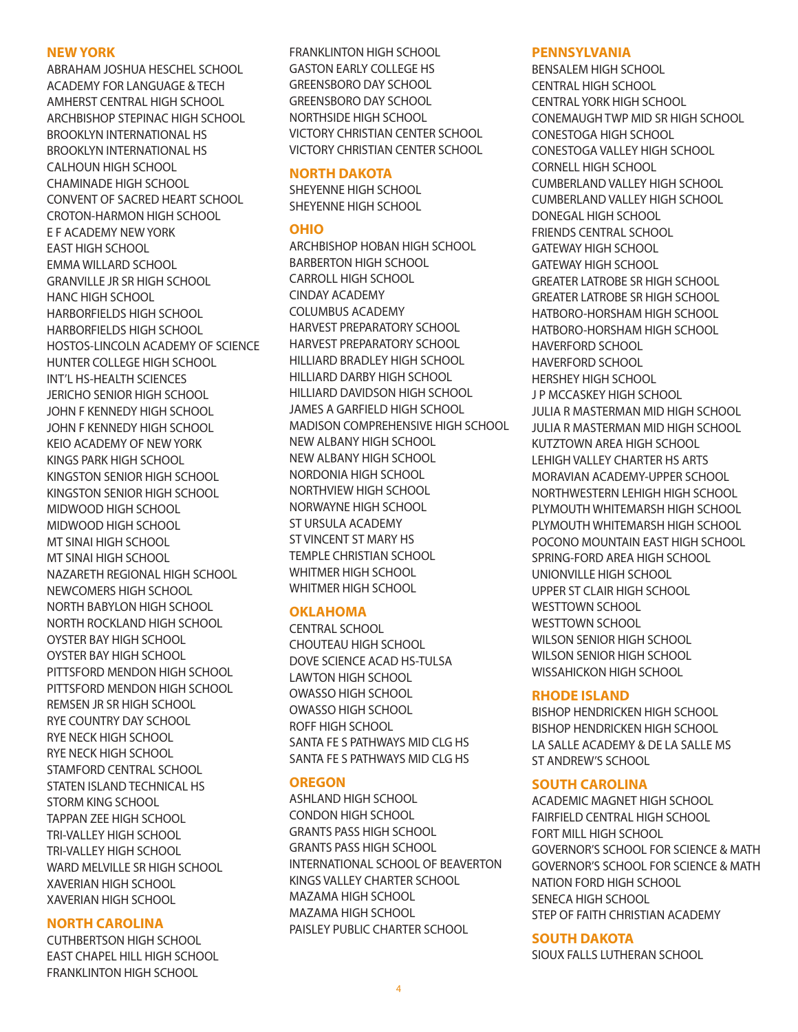## NEW YORK

ABRAHAM JOSHUA HESCHEL SCHOOL
ACADEMY FOR LANGUAGE & TECH
AMHERST CENTRAL HIGH SCHOOL
ARCHBISHOP STEPINAC HIGH SCHOOL
BROOKLYN INTERNATIONAL HS
BROOKLYN INTERNATIONAL HS
CALHOUN HIGH SCHOOL
CHAMINADE HIGH SCHOOL
CONVENT OF SACRED HEART SCHOOL
CROTON-HARMON HIGH SCHOOL
E F ACADEMY NEW YORK
EAST HIGH SCHOOL
EMMA WILLARD SCHOOL
GRANVILLE JR SR HIGH SCHOOL
HANC HIGH SCHOOL
HARBORFIELDS HIGH SCHOOL
HARBORFIELDS HIGH SCHOOL
HOSTOS-LINCOLN ACADEMY OF SCIENCE
HUNTER COLLEGE HIGH SCHOOL
INT'L HS-HEALTH SCIENCES
JERICHO SENIOR HIGH SCHOOL
JOHN F KENNEDY HIGH SCHOOL
JOHN F KENNEDY HIGH SCHOOL
KEIO ACADEMY OF NEW YORK
KINGS PARK HIGH SCHOOL
KINGSTON SENIOR HIGH SCHOOL
KINGSTON SENIOR HIGH SCHOOL
MIDWOOD HIGH SCHOOL
MIDWOOD HIGH SCHOOL
MT SINAI HIGH SCHOOL
MT SINAI HIGH SCHOOL
NAZARETH REGIONAL HIGH SCHOOL
NEWCOMERS HIGH SCHOOL
NORTH BABYLON HIGH SCHOOL
NORTH ROCKLAND HIGH SCHOOL
OYSTER BAY HIGH SCHOOL
OYSTER BAY HIGH SCHOOL
PITTSFORD MENDON HIGH SCHOOL
PITTSFORD MENDON HIGH SCHOOL
REMSEN JR SR HIGH SCHOOL
RYE COUNTRY DAY SCHOOL
RYE NECK HIGH SCHOOL
RYE NECK HIGH SCHOOL
STAMFORD CENTRAL SCHOOL
STATEN ISLAND TECHNICAL HS
STORM KING SCHOOL
TAPPAN ZEE HIGH SCHOOL
TRI-VALLEY HIGH SCHOOL
TRI-VALLEY HIGH SCHOOL
WARD MELVILLE SR HIGH SCHOOL
XAVERIAN HIGH SCHOOL
XAVERIAN HIGH SCHOOL

## NORTH CAROLINA

CUTHBERTSON HIGH SCHOOL
EAST CHAPEL HILL HIGH SCHOOL
FRANKLINTON HIGH SCHOOL
FRANKLINTON HIGH SCHOOL
GASTON EARLY COLLEGE HS
GREENSBORO DAY SCHOOL
GREENSBORO DAY SCHOOL
NORTHSIDE HIGH SCHOOL
VICTORY CHRISTIAN CENTER SCHOOL
VICTORY CHRISTIAN CENTER SCHOOL

## NORTH DAKOTA

SHEYENNE HIGH SCHOOL
SHEYENNE HIGH SCHOOL

## OHIO

ARCHBISHOP HOBAN HIGH SCHOOL
BARBERTON HIGH SCHOOL
CARROLL HIGH SCHOOL
CINDAY ACADEMY
COLUMBUS ACADEMY
HARVEST PREPARATORY SCHOOL
HARVEST PREPARATORY SCHOOL
HILLIARD BRADLEY HIGH SCHOOL
HILLIARD DARBY HIGH SCHOOL
HILLIARD DAVIDSON HIGH SCHOOL
JAMES A GARFIELD HIGH SCHOOL
MADISON COMPREHENSIVE HIGH SCHOOL
NEW ALBANY HIGH SCHOOL
NEW ALBANY HIGH SCHOOL
NORDONIA HIGH SCHOOL
NORTHVIEW HIGH SCHOOL
NORWAYNE HIGH SCHOOL
ST URSULA ACADEMY
ST VINCENT ST MARY HS
TEMPLE CHRISTIAN SCHOOL
WHITMER HIGH SCHOOL
WHITMER HIGH SCHOOL

## OKLAHOMA

CENTRAL SCHOOL
CHOUTEAU HIGH SCHOOL
DOVE SCIENCE ACAD HS-TULSA
LAWTON HIGH SCHOOL
OWASSO HIGH SCHOOL
OWASSO HIGH SCHOOL
ROFF HIGH SCHOOL
SANTA FE S PATHWAYS MID CLG HS
SANTA FE S PATHWAYS MID CLG HS

## OREGON

ASHLAND HIGH SCHOOL
CONDON HIGH SCHOOL
GRANTS PASS HIGH SCHOOL
GRANTS PASS HIGH SCHOOL
INTERNATIONAL SCHOOL OF BEAVERTON
KINGS VALLEY CHARTER SCHOOL
MAZAMA HIGH SCHOOL
MAZAMA HIGH SCHOOL
PAISLEY PUBLIC CHARTER SCHOOL

## PENNSYLVANIA

BENSALEM HIGH SCHOOL
CENTRAL HIGH SCHOOL
CENTRAL YORK HIGH SCHOOL
CONEMAUGH TWP MID SR HIGH SCHOOL
CONESTOGA HIGH SCHOOL
CONESTOGA VALLEY HIGH SCHOOL
CORNELL HIGH SCHOOL
CUMBERLAND VALLEY HIGH SCHOOL
CUMBERLAND VALLEY HIGH SCHOOL
DONEGAL HIGH SCHOOL
FRIENDS CENTRAL SCHOOL
GATEWAY HIGH SCHOOL
GATEWAY HIGH SCHOOL
GREATER LATROBE SR HIGH SCHOOL
GREATER LATROBE SR HIGH SCHOOL
HATBORO-HORSHAM HIGH SCHOOL
HATBORO-HORSHAM HIGH SCHOOL
HAVERFORD SCHOOL
HAVERFORD SCHOOL
HERSHEY HIGH SCHOOL
J P MCCASKEY HIGH SCHOOL
JULIA R MASTERMAN MID HIGH SCHOOL
JULIA R MASTERMAN MID HIGH SCHOOL
KUTZTOWN AREA HIGH SCHOOL
LEHIGH VALLEY CHARTER HS ARTS
MORAVIAN ACADEMY-UPPER SCHOOL
NORTHWESTERN LEHIGH HIGH SCHOOL
PLYMOUTH WHITEMARSH HIGH SCHOOL
PLYMOUTH WHITEMARSH HIGH SCHOOL
POCONO MOUNTAIN EAST HIGH SCHOOL
SPRING-FORD AREA HIGH SCHOOL
UNIONVILLE HIGH SCHOOL
UPPER ST CLAIR HIGH SCHOOL
WESTTOWN SCHOOL
WESTTOWN SCHOOL
WILSON SENIOR HIGH SCHOOL
WILSON SENIOR HIGH SCHOOL
WISSAHICKON HIGH SCHOOL

## RHODE ISLAND

BISHOP HENDRICKEN HIGH SCHOOL
BISHOP HENDRICKEN HIGH SCHOOL
LA SALLE ACADEMY & DE LA SALLE MS
ST ANDREW'S SCHOOL

## SOUTH CAROLINA

ACADEMIC MAGNET HIGH SCHOOL
FAIRFIELD CENTRAL HIGH SCHOOL
FORT MILL HIGH SCHOOL
GOVERNOR'S SCHOOL FOR SCIENCE & MATH
GOVERNOR'S SCHOOL FOR SCIENCE & MATH
NATION FORD HIGH SCHOOL
SENECA HIGH SCHOOL
STEP OF FAITH CHRISTIAN ACADEMY

## SOUTH DAKOTA

SIOUX FALLS LUTHERAN SCHOOL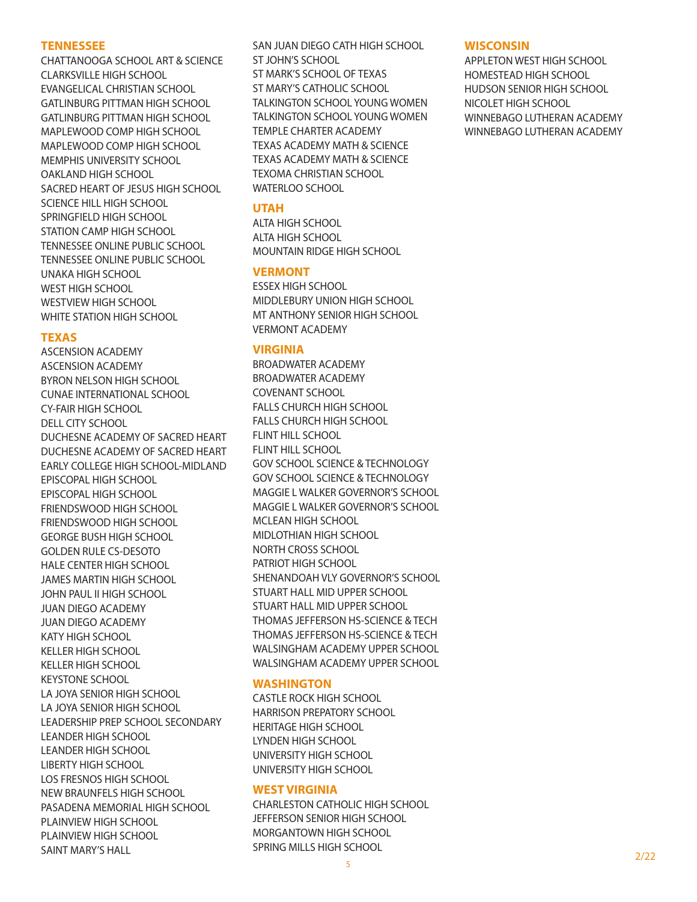## TENNESSEE

CHATTANOOGA SCHOOL ART & SCIENCE
CLARKSVILLE HIGH SCHOOL
EVANGELICAL CHRISTIAN SCHOOL
GATLINBURG PITTMAN HIGH SCHOOL
GATLINBURG PITTMAN HIGH SCHOOL
MAPLEWOOD COMP HIGH SCHOOL
MAPLEWOOD COMP HIGH SCHOOL
MEMPHIS UNIVERSITY SCHOOL
OAKLAND HIGH SCHOOL
SACRED HEART OF JESUS HIGH SCHOOL
SCIENCE HILL HIGH SCHOOL
SPRINGFIELD HIGH SCHOOL
STATION CAMP HIGH SCHOOL
TENNESSEE ONLINE PUBLIC SCHOOL
TENNESSEE ONLINE PUBLIC SCHOOL
UNAKA HIGH SCHOOL
WEST HIGH SCHOOL
WESTVIEW HIGH SCHOOL
WHITE STATION HIGH SCHOOL

## TEXAS

ASCENSION ACADEMY
ASCENSION ACADEMY
BYRON NELSON HIGH SCHOOL
CUNAE INTERNATIONAL SCHOOL
CY-FAIR HIGH SCHOOL
DELL CITY SCHOOL
DUCHESNE ACADEMY OF SACRED HEART
DUCHESNE ACADEMY OF SACRED HEART
EARLY COLLEGE HIGH SCHOOL-MIDLAND
EPISCOPAL HIGH SCHOOL
EPISCOPAL HIGH SCHOOL
FRIENDSWOOD HIGH SCHOOL
FRIENDSWOOD HIGH SCHOOL
GEORGE BUSH HIGH SCHOOL
GOLDEN RULE CS-DESOTO
HALE CENTER HIGH SCHOOL
JAMES MARTIN HIGH SCHOOL
JOHN PAUL II HIGH SCHOOL
JUAN DIEGO ACADEMY
JUAN DIEGO ACADEMY
KATY HIGH SCHOOL
KELLER HIGH SCHOOL
KELLER HIGH SCHOOL
KEYSTONE SCHOOL
LA JOYA SENIOR HIGH SCHOOL
LA JOYA SENIOR HIGH SCHOOL
LEADERSHIP PREP SCHOOL SECONDARY
LEANDER HIGH SCHOOL
LEANDER HIGH SCHOOL
LIBERTY HIGH SCHOOL
LOS FRESNOS HIGH SCHOOL
NEW BRAUNFELS HIGH SCHOOL
PASADENA MEMORIAL HIGH SCHOOL
PLAINVIEW HIGH SCHOOL
PLAINVIEW HIGH SCHOOL
SAINT MARY'S HALL
SAN JUAN DIEGO CATH HIGH SCHOOL
ST JOHN'S SCHOOL
ST MARK'S SCHOOL OF TEXAS
ST MARY'S CATHOLIC SCHOOL
TALKINGTON SCHOOL YOUNG WOMEN
TALKINGTON SCHOOL YOUNG WOMEN
TEMPLE CHARTER ACADEMY
TEXAS ACADEMY MATH & SCIENCE
TEXAS ACADEMY MATH & SCIENCE
TEXOMA CHRISTIAN SCHOOL
WATERLOO SCHOOL

## UTAH

ALTA HIGH SCHOOL
ALTA HIGH SCHOOL
MOUNTAIN RIDGE HIGH SCHOOL

## VERMONT

ESSEX HIGH SCHOOL
MIDDLEBURY UNION HIGH SCHOOL
MT ANTHONY SENIOR HIGH SCHOOL
VERMONT ACADEMY

## VIRGINIA

BROADWATER ACADEMY
BROADWATER ACADEMY
COVENANT SCHOOL
FALLS CHURCH HIGH SCHOOL
FALLS CHURCH HIGH SCHOOL
FLINT HILL SCHOOL
FLINT HILL SCHOOL
GOV SCHOOL SCIENCE & TECHNOLOGY
GOV SCHOOL SCIENCE & TECHNOLOGY
MAGGIE L WALKER GOVERNOR'S SCHOOL
MAGGIE L WALKER GOVERNOR'S SCHOOL
MCLEAN HIGH SCHOOL
MIDLOTHIAN HIGH SCHOOL
NORTH CROSS SCHOOL
PATRIOT HIGH SCHOOL
SHENANDOAH VLY GOVERNOR'S SCHOOL
STUART HALL MID UPPER SCHOOL
STUART HALL MID UPPER SCHOOL
THOMAS JEFFERSON HS-SCIENCE & TECH
THOMAS JEFFERSON HS-SCIENCE & TECH
WALSINGHAM ACADEMY UPPER SCHOOL
WALSINGHAM ACADEMY UPPER SCHOOL

## WASHINGTON

CASTLE ROCK HIGH SCHOOL
HARRISON PREPATORY SCHOOL
HERITAGE HIGH SCHOOL
LYNDEN HIGH SCHOOL
UNIVERSITY HIGH SCHOOL
UNIVERSITY HIGH SCHOOL

## WEST VIRGINIA

CHARLESTON CATHOLIC HIGH SCHOOL
JEFFERSON SENIOR HIGH SCHOOL
MORGANTOWN HIGH SCHOOL
SPRING MILLS HIGH SCHOOL

## WISCONSIN

APPLETON WEST HIGH SCHOOL
HOMESTEAD HIGH SCHOOL
HUDSON SENIOR HIGH SCHOOL
NICOLET HIGH SCHOOL
WINNEBAGO LUTHERAN ACADEMY
WINNEBAGO LUTHERAN ACADEMY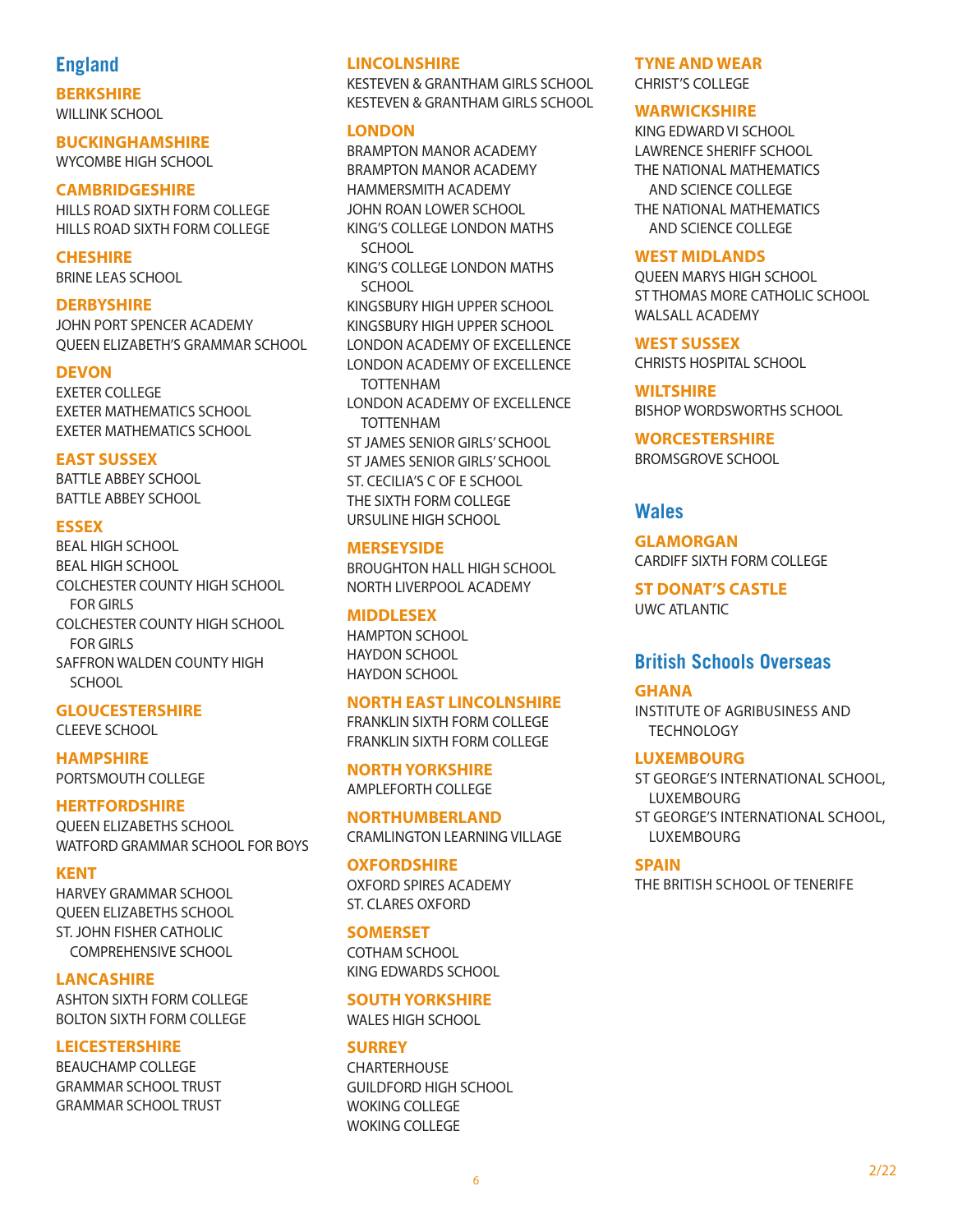## England

### BERKSHIRE
WILLINK SCHOOL

### BUCKINGHAMSHIRE
WYCOMBE HIGH SCHOOL

### CAMBRIDGESHIRE
HILLS ROAD SIXTH FORM COLLEGE
HILLS ROAD SIXTH FORM COLLEGE

### CHESHIRE
BRINE LEAS SCHOOL

### DERBYSHIRE
JOHN PORT SPENCER ACADEMY
QUEEN ELIZABETH'S GRAMMAR SCHOOL

### DEVON
EXETER COLLEGE
EXETER MATHEMATICS SCHOOL
EXETER MATHEMATICS SCHOOL

### EAST SUSSEX
BATTLE ABBEY SCHOOL
BATTLE ABBEY SCHOOL

### ESSEX
BEAL HIGH SCHOOL
BEAL HIGH SCHOOL
COLCHESTER COUNTY HIGH SCHOOL FOR GIRLS
COLCHESTER COUNTY HIGH SCHOOL FOR GIRLS
SAFFRON WALDEN COUNTY HIGH SCHOOL

### GLOUCESTERSHIRE
CLEEVE SCHOOL

### HAMPSHIRE
PORTSMOUTH COLLEGE

### HERTFORDSHIRE
QUEEN ELIZABETHS SCHOOL
WATFORD GRAMMAR SCHOOL FOR BOYS

### KENT
HARVEY GRAMMAR SCHOOL
QUEEN ELIZABETHS SCHOOL
ST. JOHN FISHER CATHOLIC COMPREHENSIVE SCHOOL

### LANCASHIRE
ASHTON SIXTH FORM COLLEGE
BOLTON SIXTH FORM COLLEGE

### LEICESTERSHIRE
BEAUCHAMP COLLEGE
GRAMMAR SCHOOL TRUST
GRAMMAR SCHOOL TRUST

### LINCOLNSHIRE
KESTEVEN & GRANTHAM GIRLS SCHOOL
KESTEVEN & GRANTHAM GIRLS SCHOOL

### LONDON
BRAMPTON MANOR ACADEMY
BRAMPTON MANOR ACADEMY
HAMMERSMITH ACADEMY
JOHN ROAN LOWER SCHOOL
KING'S COLLEGE LONDON MATHS SCHOOL
KING'S COLLEGE LONDON MATHS SCHOOL
KINGSBURY HIGH UPPER SCHOOL
KINGSBURY HIGH UPPER SCHOOL
LONDON ACADEMY OF EXCELLENCE
LONDON ACADEMY OF EXCELLENCE TOTTENHAM
LONDON ACADEMY OF EXCELLENCE TOTTENHAM
ST JAMES SENIOR GIRLS' SCHOOL
ST JAMES SENIOR GIRLS' SCHOOL
ST. CECILIA'S C OF E SCHOOL
THE SIXTH FORM COLLEGE
URSULINE HIGH SCHOOL

### MERSEYSIDE
BROUGHTON HALL HIGH SCHOOL
NORTH LIVERPOOL ACADEMY

### MIDDLESEX
HAMPTON SCHOOL
HAYDON SCHOOL
HAYDON SCHOOL

### NORTH EAST LINCOLNSHIRE
FRANKLIN SIXTH FORM COLLEGE
FRANKLIN SIXTH FORM COLLEGE

### NORTH YORKSHIRE
AMPLEFORTH COLLEGE

### NORTHUMBERLAND
CRAMLINGTON LEARNING VILLAGE

### OXFORDSHIRE
OXFORD SPIRES ACADEMY
ST. CLARES OXFORD

### SOMERSET
COTHAM SCHOOL
KING EDWARDS SCHOOL

### SOUTH YORKSHIRE
WALES HIGH SCHOOL

### SURREY
CHARTERHOUSE
GUILDFORD HIGH SCHOOL
WOKING COLLEGE
WOKING COLLEGE

### TYNE AND WEAR
CHRIST'S COLLEGE

### WARWICKSHIRE
KING EDWARD VI SCHOOL
LAWRENCE SHERIFF SCHOOL
THE NATIONAL MATHEMATICS AND SCIENCE COLLEGE
THE NATIONAL MATHEMATICS AND SCIENCE COLLEGE

### WEST MIDLANDS
QUEEN MARYS HIGH SCHOOL
ST THOMAS MORE CATHOLIC SCHOOL
WALSALL ACADEMY

### WEST SUSSEX
CHRISTS HOSPITAL SCHOOL

### WILTSHIRE
BISHOP WORDSWORTHS SCHOOL

### WORCESTERSHIRE
BROMSGROVE SCHOOL

## Wales

### GLAMORGAN
CARDIFF SIXTH FORM COLLEGE

### ST DONAT'S CASTLE
UWC ATLANTIC

## British Schools Overseas

### GHANA
INSTITUTE OF AGRIBUSINESS AND TECHNOLOGY

### LUXEMBOURG
ST GEORGE'S INTERNATIONAL SCHOOL, LUXEMBOURG
ST GEORGE'S INTERNATIONAL SCHOOL, LUXEMBOURG

### SPAIN
THE BRITISH SCHOOL OF TENERIFE

2/22